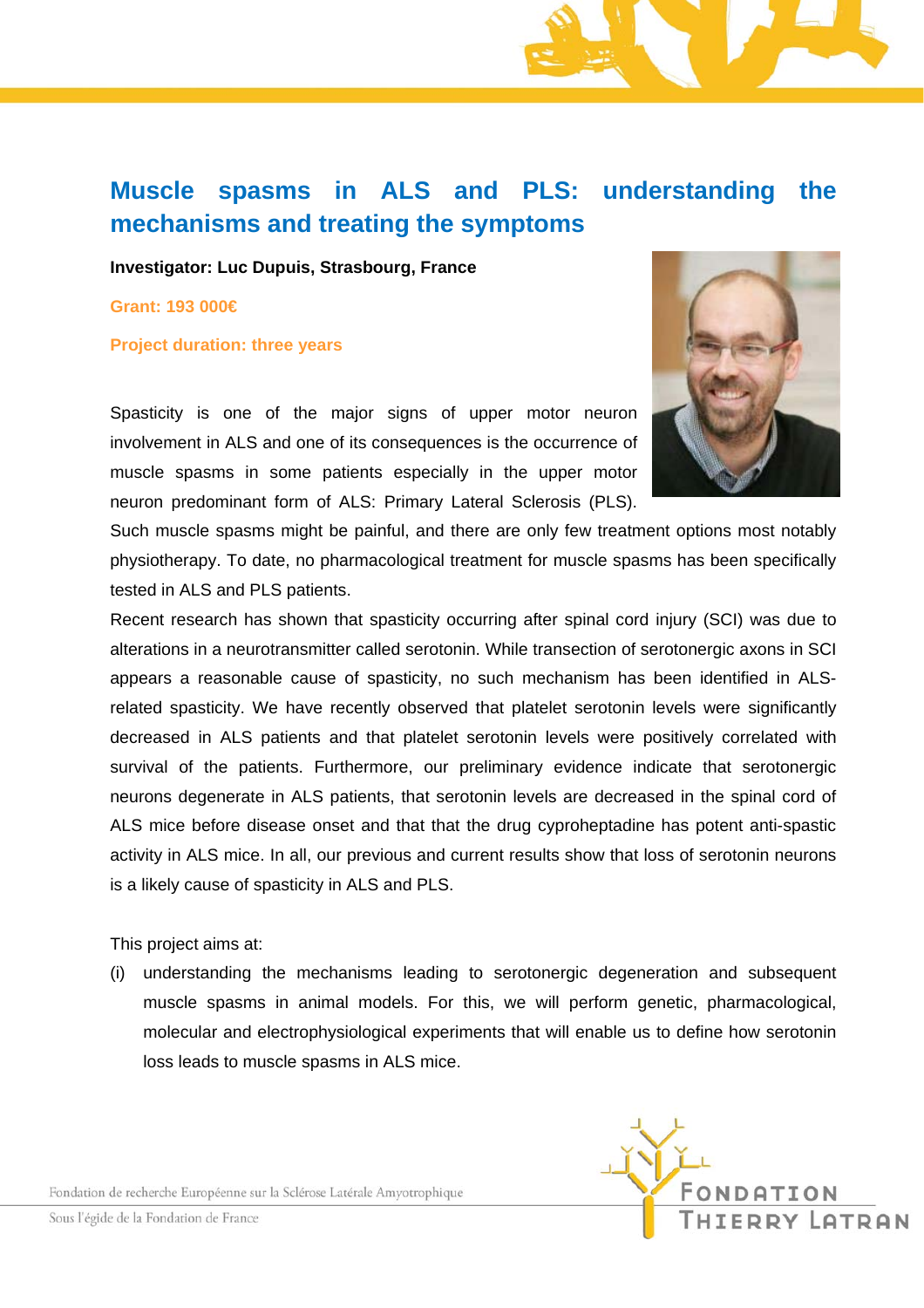# Muscle spasms in ALS and PLS: understanding the mechanisms and treating the symptoms

**Investigator: Luc Dupuis, Strasbourg, France**

**Grant: 193 000€**

**Project duration: three years**

Spasticity is one of the major signs of upper motor neuron involvement in ALS and one of its consequences is the occurrence of muscle spasms in some patients especially in the upper motor neuron predominant form of ALS: Primary Lateral Sclerosis (PLS). Such muscle spasms might be painful, and there are only few treatment options most notably physiotherapy. To date, no pharmacological treatment for muscle spasms has been specifically tested in ALS and PLS patients.

Recent research has shown that spasticity occurring after spinal cord injury (SCI) was due to alterations in a neurotransmitter called serotonin. While transection of serotonergic axons in SCI appears a reasonable cause of spasticity, no such mechanism has been identified in ALS-related spasticity. We have recently observed that platelet serotonin levels were significantly decreased in ALS patients and that platelet serotonin levels were positively correlated with survival of the patients. Furthermore, our preliminary evidence indicate that serotonergic neurons degenerate in ALS patients, that serotonin levels are decreased in the spinal cord of ALS mice before disease onset and that that the drug cyproheptadine has potent anti-spastic activity in ALS mice. In all, our previous and current results show that loss of serotonin neurons is a likely cause of spasticity in ALS and PLS.

This project aims at:

(i) understanding the mechanisms leading to serotonergic degeneration and subsequent muscle spasms in animal models. For this, we will perform genetic, pharmacological, molecular and electrophysiological experiments that will enable us to define how serotonin loss leads to muscle spasms in ALS mice.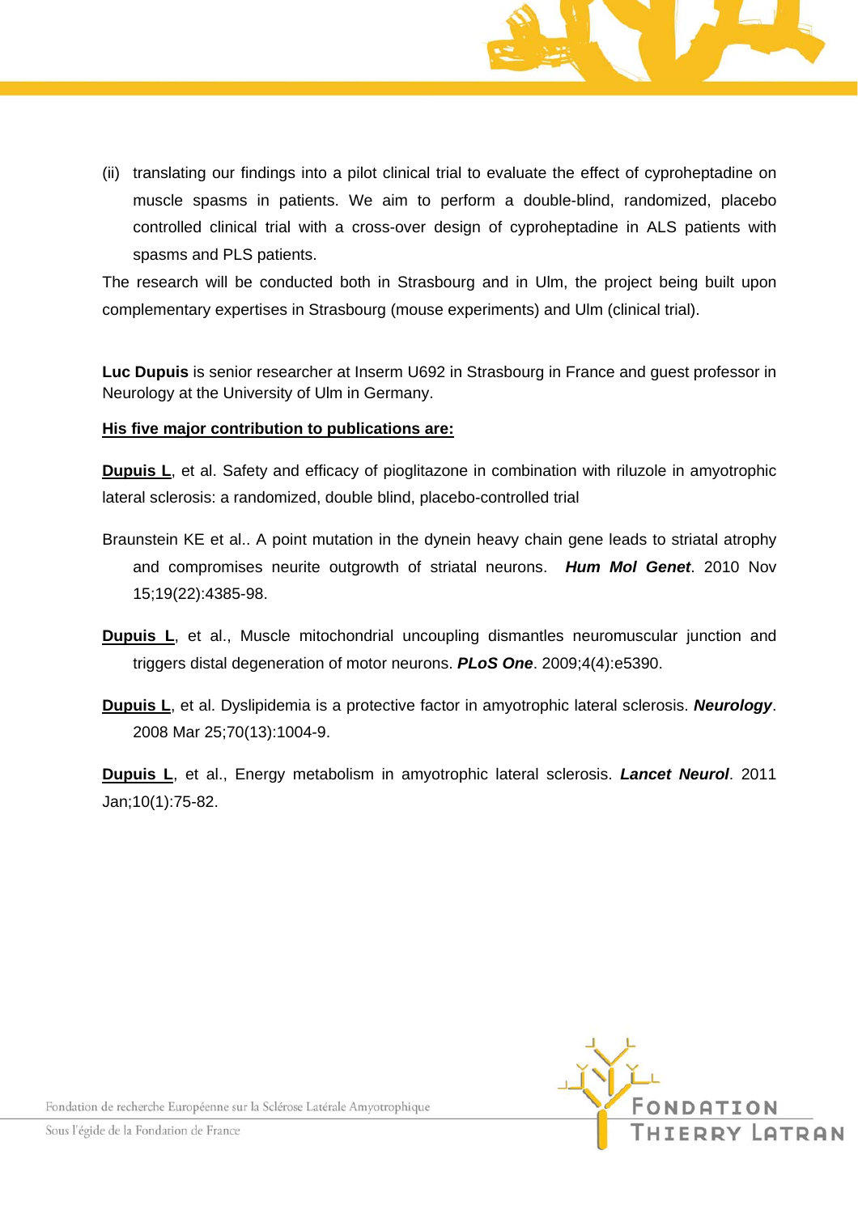(ii) translating our findings into a pilot clinical trial to evaluate the effect of cyproheptadine on muscle spasms in patients. We aim to perform a double-blind, randomized, placebo controlled clinical trial with a cross-over design of cyproheptadine in ALS patients with spasms and PLS patients.

The research will be conducted both in Strasbourg and in Ulm, the project being built upon complementary expertises in Strasbourg (mouse experiments) and Ulm (clinical trial).

**Luc Dupuis** is senior researcher at Inserm U692 in Strasbourg in France and guest professor in Neurology at the University of Ulm in Germany.

**His five major contribution to publications are:**

**Dupuis L**, et al. Safety and efficacy of pioglitazone in combination with riluzole in amyotrophic lateral sclerosis: a randomized, double blind, placebo-controlled trial

Braunstein KE et al.. A point mutation in the dynein heavy chain gene leads to striatal atrophy and compromises neurite outgrowth of striatal neurons. ***Hum Mol Genet***. 2010 Nov 15;19(22):4385-98.

**Dupuis L**, et al., Muscle mitochondrial uncoupling dismantles neuromuscular junction and triggers distal degeneration of motor neurons. ***PLoS One***. 2009;4(4):e5390.

**Dupuis L**, et al. Dyslipidemia is a protective factor in amyotrophic lateral sclerosis. ***Neurology***. 2008 Mar 25;70(13):1004-9.

**Dupuis L**, et al., Energy metabolism in amyotrophic lateral sclerosis. ***Lancet Neurol***. 2011 Jan;10(1):75-82.